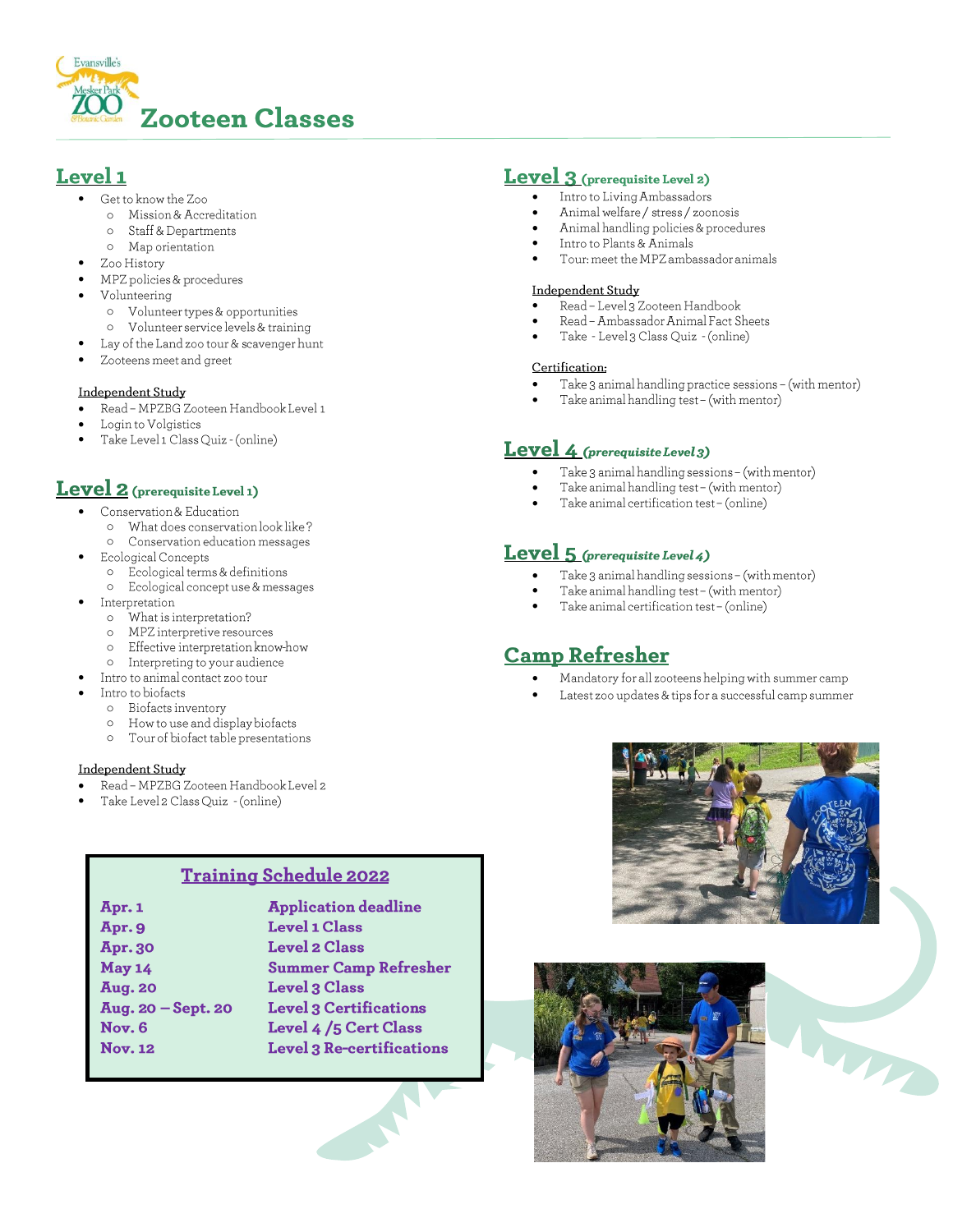# Zooteen Classes

## Level 1

- Get to know the Zoo
  - Mission & Accreditation
  - Staff & Departments
  - Map orientation
- Zoo History
- MPZ policies & procedures
- Volunteering
  - Volunteer types & opportunities
  - Volunteer service levels & training
- Lay of the Land zoo tour & scavenger hunt
- Zooteens meet and greet

Independent Study

- Read – MPZBG Zooteen Handbook Level 1
- Login to Volgistics
- Take Level 1 Class Quiz - (online)

## Level 2 (prerequisite Level 1)

- Conservation & Education
  - What does conservation look like?
  - Conservation education messages
- Ecological Concepts
  - Ecological terms & definitions
  - Ecological concept use & messages
- Interpretation
  - What is interpretation?
  - MPZ interpretive resources
  - Effective interpretation know-how
  - Interpreting to your audience
- Intro to animal contact zoo tour
- Intro to biofacts
  - Biofacts inventory
  - How to use and display biofacts
  - Tour of biofact table presentations

Independent Study

- Read – MPZBG Zooteen Handbook Level 2
- Take Level 2 Class Quiz - (online)

## Level 3 (prerequisite Level 2)

- Intro to Living Ambassadors
- Animal welfare / stress / zoonosis
- Animal handling policies & procedures
- Intro to Plants & Animals
- Tour: meet the MPZ ambassador animals

Independent Study

- Read – Level 3 Zooteen Handbook
- Read – Ambassador Animal Fact Sheets
- Take - Level 3 Class Quiz - (online)

Certification:

- Take 3 animal handling practice sessions – (with mentor)
- Take animal handling test – (with mentor)

## Level 4 *(prerequisite Level 3)*

- Take 3 animal handling sessions – (with mentor)
- Take animal handling test – (with mentor)
- Take animal certification test – (online)

## Level 5 *(prerequisite Level 4)*

- Take 3 animal handling sessions – (with mentor)
- Take animal handling test – (with mentor)
- Take animal certification test – (online)

## Camp Refresher

- Mandatory for all zooteens helping with summer camp
- Latest zoo updates & tips for a successful camp summer

### Training Schedule 2022

| Date | Event |
|---|---|
| Apr. 1 | Application deadline |
| Apr. 9 | Level 1 Class |
| Apr. 30 | Level 2 Class |
| May 14 | Summer Camp Refresher |
| Aug. 20 | Level 3 Class |
| Aug. 20 – Sept. 20 | Level 3 Certifications |
| Nov. 6 | Level 4 /5 Cert Class |
| Nov. 12 | Level 3 Re-certifications |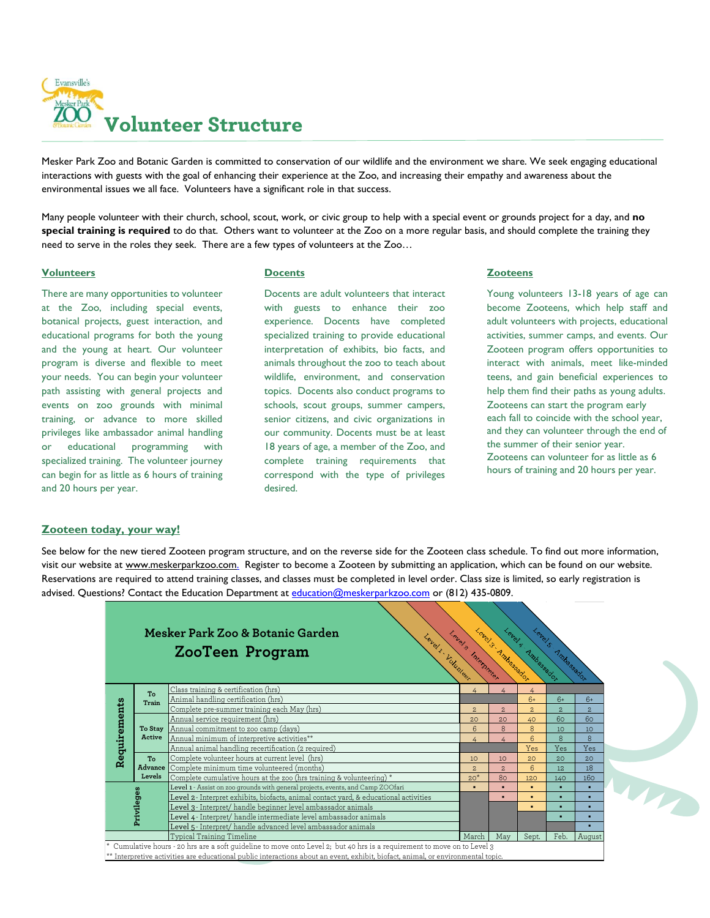Evansville's Mesker Park Zoo & Botanic Garden

# Volunteer Structure

Mesker Park Zoo and Botanic Garden is committed to conservation of our wildlife and the environment we share. We seek engaging educational interactions with guests with the goal of enhancing their experience at the Zoo, and increasing their empathy and awareness about the environmental issues we all face. Volunteers have a significant role in that success.

Many people volunteer with their church, school, scout, work, or civic group to help with a special event or grounds project for a day, and **no special training is required** to do that. Others want to volunteer at the Zoo on a more regular basis, and should complete the training they need to serve in the roles they seek. There are a few types of volunteers at the Zoo…

## Volunteers

There are many opportunities to volunteer at the Zoo, including special events, botanical projects, guest interaction, and educational programs for both the young and the young at heart. Our volunteer program is diverse and flexible to meet your needs. You can begin your volunteer path assisting with general projects and events on zoo grounds with minimal training, or advance to more skilled privileges like ambassador animal handling or educational programming with specialized training. The volunteer journey can begin for as little as 6 hours of training and 20 hours per year.

## Docents

Docents are adult volunteers that interact with guests to enhance their zoo experience. Docents have completed specialized training to provide educational interpretation of exhibits, bio facts, and animals throughout the zoo to teach about wildlife, environment, and conservation topics. Docents also conduct programs to schools, scout groups, summer campers, senior citizens, and civic organizations in our community. Docents must be at least 18 years of age, a member of the Zoo, and complete training requirements that correspond with the type of privileges desired.

## Zooteens

Young volunteers 13-18 years of age can become Zooteens, which help staff and adult volunteers with projects, educational activities, summer camps, and events. Our Zooteen program offers opportunities to interact with animals, meet like-minded teens, and gain beneficial experiences to help them find their paths as young adults. Zooteens can start the program early each fall to coincide with the school year, and they can volunteer through the end of the summer of their senior year. Zooteens can volunteer for as little as 6 hours of training and 20 hours per year.

## Zooteen today, your way!

See below for the new tiered Zooteen program structure, and on the reverse side for the Zooteen class schedule. To find out more information, visit our website at www.meskerparkzoo.com. Register to become a Zooteen by submitting an application, which can be found on our website. Reservations are required to attend training classes, and classes must be completed in level order. Class size is limited, so early registration is advised. Questions? Contact the Education Department at education@meskerparkzoo.com or (812) 435-0809.

### Mesker Park Zoo & Botanic Garden ZooTeen Program

| | | | Level 1 - Volunteer | Level 2 - Interpreter | Level 3 - Ambassador | Level 4 - Ambassador | Level 5 - Ambassador |
|---|---|---|---|---|---|---|---|
| Requirements | To Train | Class training & certification (hrs) | 4 | 4 | 4 | | |
| | | Animal handling certification (hrs) | | | 6+ | 6+ | 6+ |
| | | Complete pre-summer training each May (hrs) | 2 | 2 | 2 | 2 | 2 |
| | To Stay Active | Annual service requirement (hrs) | 20 | 20 | 40 | 60 | 60 |
| | | Annual commitment to zoo camp (days) | 6 | 8 | 8 | 10 | 10 |
| | | Annual minimum of interpretive activities** | 4 | 4 | 6 | 8 | 8 |
| | | Annual animal handling recertification (2 required) | | | Yes | Yes | Yes |
| | To Advance Levels | Complete volunteer hours at current level (hrs) | 10 | 10 | 20 | 20 | 20 |
| | | Complete minimum time volunteered (months) | 2 | 2 | 6 | 12 | 18 |
| | | Complete cumulative hours at the zoo (hrs training & volunteering) * | 20* | 80 | 120 | 140 | 160 |
| Privileges | | Level 1 - Assist on zoo grounds with general projects, events, and Camp ZOOfari | ▪ | ▪ | ▪ | ▪ | ▪ |
| | | Level 2 - Interpret exhibits, biofacts, animal contact yard, & educational activities | | ▪ | ▪ | ▪ | ▪ |
| | | Level 3 - Interpret/ handle beginner level ambassador animals | | | ▪ | ▪ | ▪ |
| | | Level 4 - Interpret/ handle intermediate level ambassador animals | | | | ▪ | ▪ |
| | | Level 5 - Interpret/ handle advanced level ambassador animals | | | | | ▪ |
| | | Typical Training Timeline | March | May | Sept. | Feb. | August |

\* Cumulative hours - 20 hrs are a soft guideline to move onto Level 2; but 40 hrs is a requirement to move on to Level 3

\*\* Interpretive activities are educational public interactions about an event, exhibit, biofact, animal, or environmental topic.